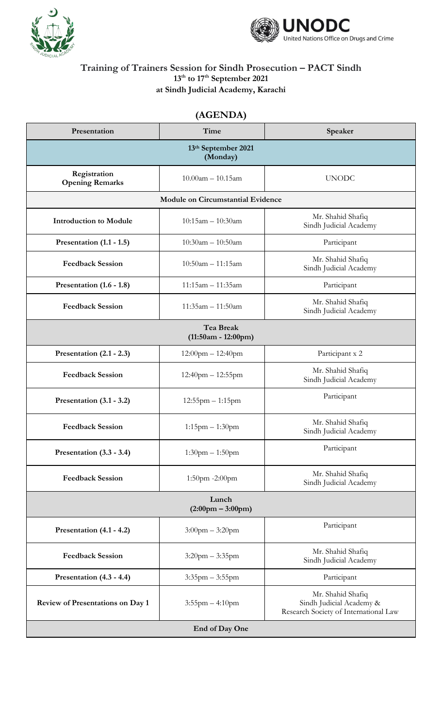## Training of Trainers Session for Sindh Prosecution – PACT Sindh
### 13th to 17th September 2021
### at Sindh Judicial Academy, Karachi

## (AGENDA)

| Presentation | Time | Speaker |
|---|---|---|
| **13th September 2021 (Monday)** | | |
| **Registration Opening Remarks** | 10.00am – 10.15am | UNODC |
| **Module on Circumstantial Evidence** | | |
| **Introduction to Module** | 10:15am – 10:30am | Mr. Shahid Shafiq Sindh Judicial Academy |
| **Presentation (1.1 - 1.5)** | 10:30am – 10:50am | Participant |
| **Feedback Session** | 10:50am – 11:15am | Mr. Shahid Shafiq Sindh Judicial Academy |
| **Presentation (1.6 - 1.8)** | 11:15am – 11:35am | Participant |
| **Feedback Session** | 11:35am – 11:50am | Mr. Shahid Shafiq Sindh Judicial Academy |
| **Tea Break (11:50am - 12:00pm)** | | |
| **Presentation (2.1 - 2.3)** | 12:00pm – 12:40pm | Participant x 2 |
| **Feedback Session** | 12:40pm – 12:55pm | Mr. Shahid Shafiq Sindh Judicial Academy |
| **Presentation (3.1 - 3.2)** | 12:55pm – 1:15pm | Participant |
| **Feedback Session** | 1:15pm – 1:30pm | Mr. Shahid Shafiq Sindh Judicial Academy |
| **Presentation (3.3 - 3.4)** | 1:30pm – 1:50pm | Participant |
| **Feedback Session** | 1:50pm -2:00pm | Mr. Shahid Shafiq Sindh Judicial Academy |
| **Lunch (2:00pm – 3:00pm)** | | |
| **Presentation (4.1 - 4.2)** | 3:00pm – 3:20pm | Participant |
| **Feedback Session** | 3:20pm – 3:35pm | Mr. Shahid Shafiq Sindh Judicial Academy |
| **Presentation (4.3 - 4.4)** | 3:35pm – 3:55pm | Participant |
| **Review of Presentations on Day 1** | 3:55pm – 4:10pm | Mr. Shahid Shafiq Sindh Judicial Academy & Research Society of International Law |
| **End of Day One** | | |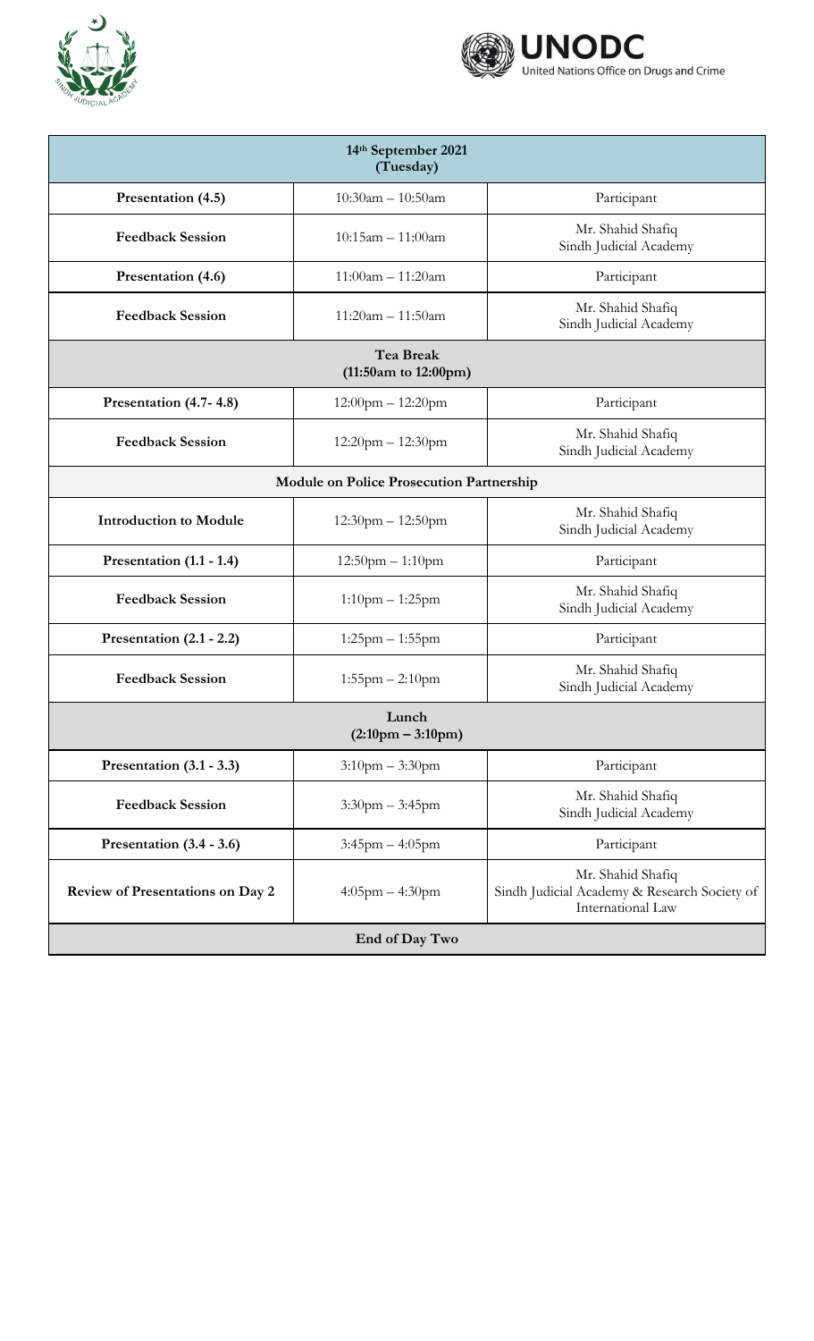| 14th September 2021 (Tuesday) | | |
|---|---|---|
| **Presentation (4.5)** | 10:30am – 10:50am | Participant |
| **Feedback Session** | 10:15am – 11:00am | Mr. Shahid Shafiq Sindh Judicial Academy |
| **Presentation (4.6)** | 11:00am – 11:20am | Participant |
| **Feedback Session** | 11:20am – 11:50am | Mr. Shahid Shafiq Sindh Judicial Academy |
| **Tea Break (11:50am to 12:00pm)** | | |
| **Presentation (4.7- 4.8)** | 12:00pm – 12:20pm | Participant |
| **Feedback Session** | 12:20pm – 12:30pm | Mr. Shahid Shafiq Sindh Judicial Academy |
| **Module on Police Prosecution Partnership** | | |
| **Introduction to Module** | 12:30pm – 12:50pm | Mr. Shahid Shafiq Sindh Judicial Academy |
| **Presentation (1.1 - 1.4)** | 12:50pm – 1:10pm | Participant |
| **Feedback Session** | 1:10pm – 1:25pm | Mr. Shahid Shafiq Sindh Judicial Academy |
| **Presentation (2.1 - 2.2)** | 1:25pm – 1:55pm | Participant |
| **Feedback Session** | 1:55pm – 2:10pm | Mr. Shahid Shafiq Sindh Judicial Academy |
| **Lunch (2:10pm – 3:10pm)** | | |
| **Presentation (3.1 - 3.3)** | 3:10pm – 3:30pm | Participant |
| **Feedback Session** | 3:30pm – 3:45pm | Mr. Shahid Shafiq Sindh Judicial Academy |
| **Presentation (3.4 - 3.6)** | 3:45pm – 4:05pm | Participant |
| **Review of Presentations on Day 2** | 4:05pm – 4:30pm | Mr. Shahid Shafiq Sindh Judicial Academy & Research Society of International Law |
| **End of Day Two** | | |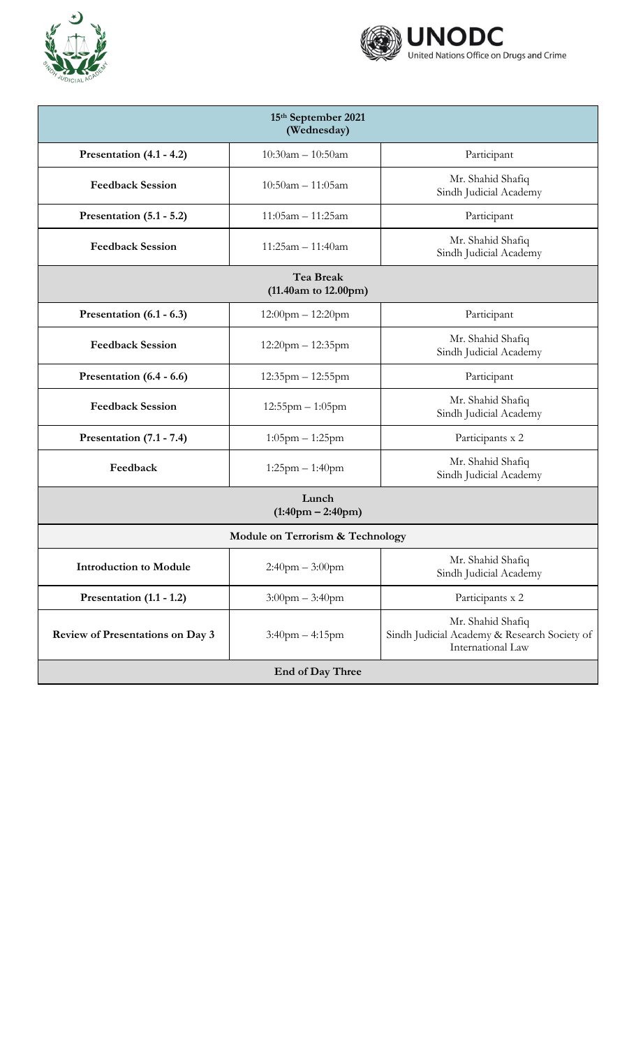| 15th September 2021 (Wednesday) | | |
|---|---|---|
| **Presentation (4.1 - 4.2)** | 10:30am – 10:50am | Participant |
| **Feedback Session** | 10:50am – 11:05am | Mr. Shahid Shafiq Sindh Judicial Academy |
| **Presentation (5.1 - 5.2)** | 11:05am – 11:25am | Participant |
| **Feedback Session** | 11:25am – 11:40am | Mr. Shahid Shafiq Sindh Judicial Academy |
| **Tea Break (11.40am to 12.00pm)** | | |
| **Presentation (6.1 - 6.3)** | 12:00pm – 12:20pm | Participant |
| **Feedback Session** | 12:20pm – 12:35pm | Mr. Shahid Shafiq Sindh Judicial Academy |
| **Presentation (6.4 - 6.6)** | 12:35pm – 12:55pm | Participant |
| **Feedback Session** | 12:55pm – 1:05pm | Mr. Shahid Shafiq Sindh Judicial Academy |
| **Presentation (7.1 - 7.4)** | 1:05pm – 1:25pm | Participants x 2 |
| **Feedback** | 1:25pm – 1:40pm | Mr. Shahid Shafiq Sindh Judicial Academy |
| **Lunch (1:40pm – 2:40pm)** | | |
| **Module on Terrorism & Technology** | | |
| **Introduction to Module** | 2:40pm – 3:00pm | Mr. Shahid Shafiq Sindh Judicial Academy |
| **Presentation (1.1 - 1.2)** | 3:00pm – 3:40pm | Participants x 2 |
| **Review of Presentations on Day 3** | 3:40pm – 4:15pm | Mr. Shahid Shafiq Sindh Judicial Academy & Research Society of International Law |
| **End of Day Three** | | |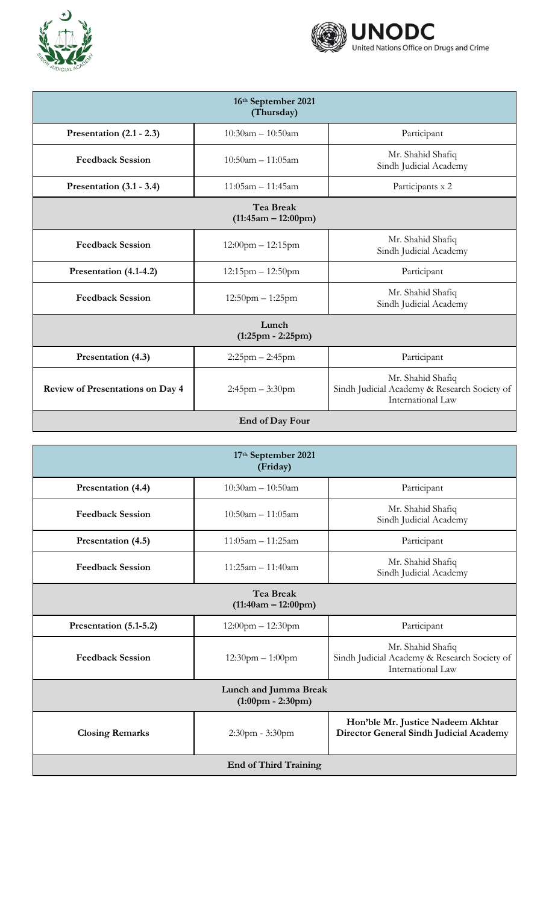| 16th September 2021 (Thursday) | | |
|---|---|---|
| **Presentation (2.1 - 2.3)** | 10:30am – 10:50am | Participant |
| **Feedback Session** | 10:50am – 11:05am | Mr. Shahid Shafiq<br>Sindh Judicial Academy |
| **Presentation (3.1 - 3.4)** | 11:05am – 11:45am | Participants x 2 |
| **Tea Break (11:45am – 12:00pm)** | | |
| **Feedback Session** | 12:00pm – 12:15pm | Mr. Shahid Shafiq<br>Sindh Judicial Academy |
| **Presentation (4.1-4.2)** | 12:15pm – 12:50pm | Participant |
| **Feedback Session** | 12:50pm – 1:25pm | Mr. Shahid Shafiq<br>Sindh Judicial Academy |
| **Lunch (1:25pm - 2:25pm)** | | |
| **Presentation (4.3)** | 2:25pm – 2:45pm | Participant |
| **Review of Presentations on Day 4** | 2:45pm – 3:30pm | Mr. Shahid Shafiq<br>Sindh Judicial Academy & Research Society of International Law |
| **End of Day Four** | | |

| 17th September 2021 (Friday) | | |
|---|---|---|
| **Presentation (4.4)** | 10:30am – 10:50am | Participant |
| **Feedback Session** | 10:50am – 11:05am | Mr. Shahid Shafiq<br>Sindh Judicial Academy |
| **Presentation (4.5)** | 11:05am – 11:25am | Participant |
| **Feedback Session** | 11:25am – 11:40am | Mr. Shahid Shafiq<br>Sindh Judicial Academy |
| **Tea Break (11:40am – 12:00pm)** | | |
| **Presentation (5.1-5.2)** | 12:00pm – 12:30pm | Participant |
| **Feedback Session** | 12:30pm – 1:00pm | Mr. Shahid Shafiq<br>Sindh Judicial Academy & Research Society of International Law |
| **Lunch and Jumma Break (1:00pm - 2:30pm)** | | |
| **Closing Remarks** | 2:30pm - 3:30pm | **Hon'ble Mr. Justice Nadeem Akhtar<br>Director General Sindh Judicial Academy** |
| **End of Third Training** | | |